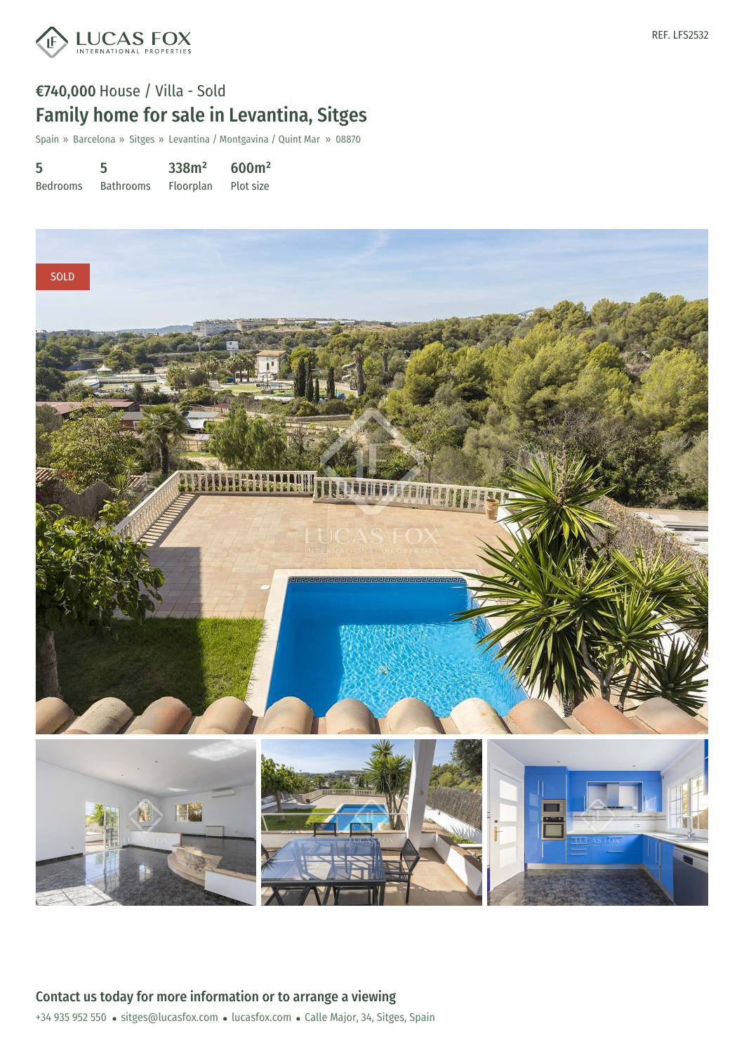LUCAS FOX INTERNATIONAL PROPERTIES

REF. LFS2532

# €740,000 House / Villa - Sold

## Family home for sale in Levantina, Sitges

Spain » Barcelona » Sitges » Levantina / Montgavina / Quint Mar » 08870

| 5 | 5 | 338m² | 600m² |
|---|---|---|---|
| Bedrooms | Bathrooms | Floorplan | Plot size |

SOLD

## Contact us today for more information or to arrange a viewing

+34 935 952 550 • sitges@lucasfox.com • lucasfox.com • Calle Major, 34, Sitges, Spain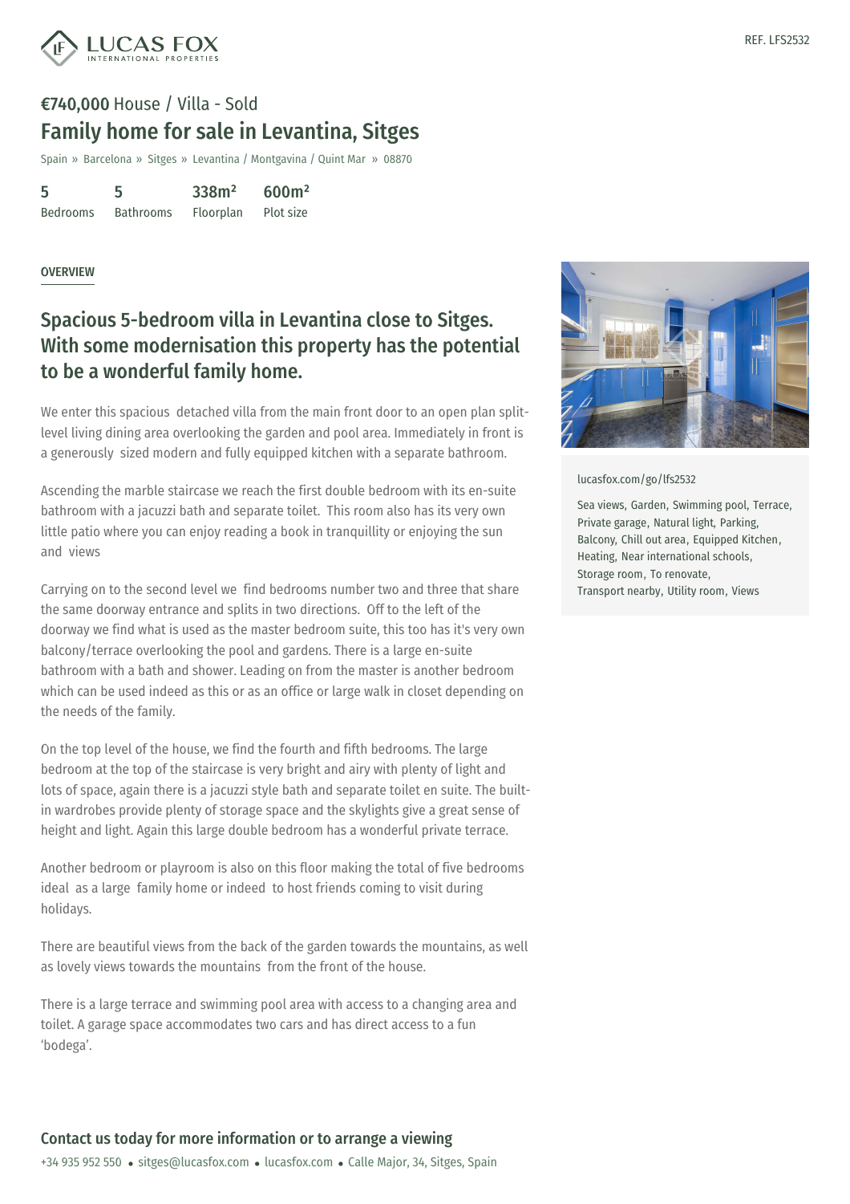REF. LFS2532

# €740,000 House / Villa - Sold

## Family home for sale in Levantina, Sitges

Spain » Barcelona » Sitges » Levantina / Montgavina / Quint Mar » 08870

| 5 | 5 | 338m² | 600m² |
|---|---|---|---|
| Bedrooms | Bathrooms | Floorplan | Plot size |

OVERVIEW

### Spacious 5-bedroom villa in Levantina close to Sitges. With some modernisation this property has the potential to be a wonderful family home.

We enter this spacious detached villa from the main front door to an open plan split-level living dining area overlooking the garden and pool area. Immediately in front is a generously sized modern and fully equipped kitchen with a separate bathroom.

Ascending the marble staircase we reach the first double bedroom with its en-suite bathroom with a jacuzzi bath and separate toilet. This room also has its very own little patio where you can enjoy reading a book in tranquillity or enjoying the sun and views

Carrying on to the second level we find bedrooms number two and three that share the same doorway entrance and splits in two directions. Off to the left of the doorway we find what is used as the master bedroom suite, this too has it's very own balcony/terrace overlooking the pool and gardens. There is a large en-suite bathroom with a bath and shower. Leading on from the master is another bedroom which can be used indeed as this or as an office or large walk in closet depending on the needs of the family.

On the top level of the house, we find the fourth and fifth bedrooms. The large bedroom at the top of the staircase is very bright and airy with plenty of light and lots of space, again there is a jacuzzi style bath and separate toilet en suite. The built-in wardrobes provide plenty of storage space and the skylights give a great sense of height and light. Again this large double bedroom has a wonderful private terrace.

Another bedroom or playroom is also on this floor making the total of five bedrooms ideal as a large family home or indeed to host friends coming to visit during holidays.

There are beautiful views from the back of the garden towards the mountains, as well as lovely views towards the mountains from the front of the house.

There is a large terrace and swimming pool area with access to a changing area and toilet. A garage space accommodates two cars and has direct access to a fun 'bodega'.

lucasfox.com/go/lfs2532

Sea views, Garden, Swimming pool, Terrace, Private garage, Natural light, Parking, Balcony, Chill out area, Equipped Kitchen, Heating, Near international schools, Storage room, To renovate, Transport nearby, Utility room, Views

**Contact us today for more information or to arrange a viewing**

+34 935 952 550 • sitges@lucasfox.com • lucasfox.com • Calle Major, 34, Sitges, Spain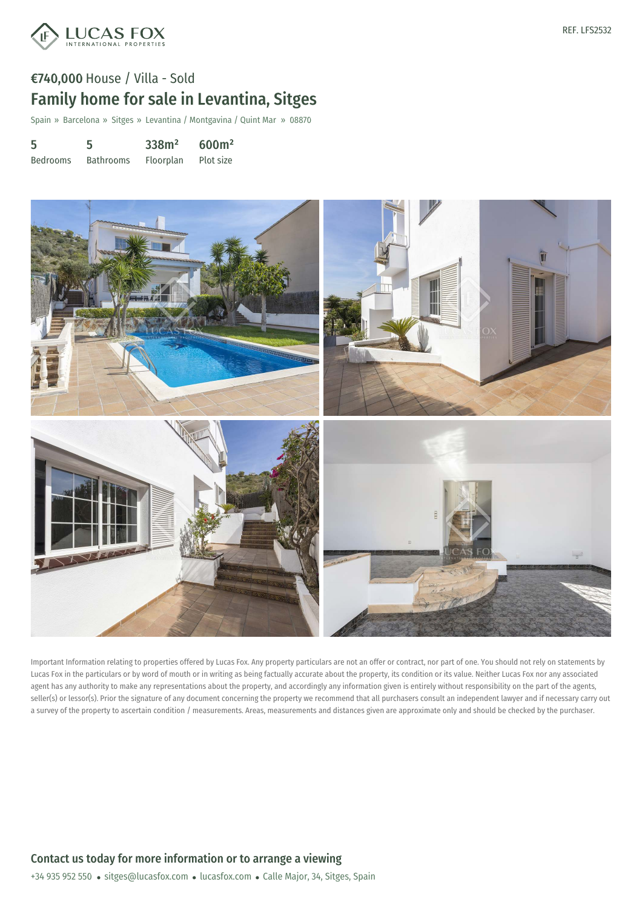REF. LFS2532

€740,000 House / Villa - Sold

# Family home for sale in Levantina, Sitges

Spain » Barcelona » Sitges » Levantina / Montgavina / Quint Mar » 08870

| 5 | 5 | 338m² | 600m² |
|---|---|---|---|
| Bedrooms | Bathrooms | Floorplan | Plot size |

Important Information relating to properties offered by Lucas Fox. Any property particulars are not an offer or contract, nor part of one. You should not rely on statements by Lucas Fox in the particulars or by word of mouth or in writing as being factually accurate about the property, its condition or its value. Neither Lucas Fox nor any associated agent has any authority to make any representations about the property, and accordingly any information given is entirely without responsibility on the part of the agents, seller(s) or lessor(s). Prior the signature of any document concerning the property we recommend that all purchasers consult an independent lawyer and if necessary carry out a survey of the property to ascertain condition / measurements. Areas, measurements and distances given are approximate only and should be checked by the purchaser.

## Contact us today for more information or to arrange a viewing

+34 935 952 550 • sitges@lucasfox.com • lucasfox.com • Calle Major, 34, Sitges, Spain